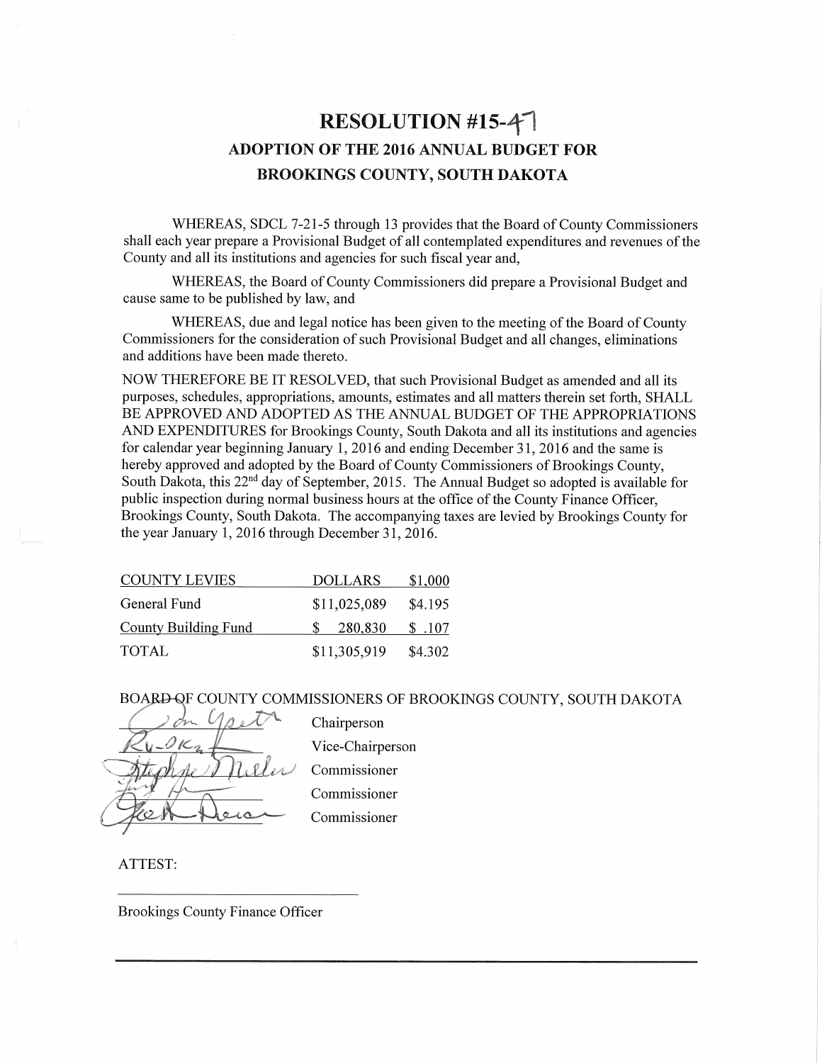# RESOLUTION #15-47

## ADOPTION OF THE 2016 ANNUAL BUDGET FOR BROOKINGS COUNTY, SOUTH DAKOTA

WHEREAS, SDCL 7-21-5 through 13 provides that the Board of County Commissioners shall each year prepare a Provisional Budget of all contemplated expenditures and revenues of the County and all its institutions and agencies for such fiscal year and,

WHEREAS, the Board of County Commissioners did prepare a Provisional Budget and cause same to be published by law, and

WHEREAS, due and legal notice has been given to the meeting of the Board of County Commissioners for the consideration of such Provisional Budget and all changes, eliminations and additions have been made thereto.

NOW THEREFORE BE IT RESOLVED, that such Provisional Budget as amended and all its purposes, schedules, appropriations, amounts, estimates and all matters therein set forth, SHALL BE APPROVED AND ADOPTED AS THE ANNUAL BUDGET OF THE APPROPRIATIONS AND EXPENDITURES for Brookings County, South Dakota and all its institutions and agencies for calendar year beginning January 1, 2016 and ending December 31, 2016 and the same is hereby approved and adopted by the Board of County Commissioners of Brookings County, South Dakota, this 22nd day of September, 2015. The Annual Budget so adopted is available for public inspection during normal business hours at the office of the County Finance Officer, Brookings County, South Dakota. The accompanying taxes are levied by Brookings County for the year January 1, 2016 through December 31, 2016.

| COUNTY LEVIES | DOLLARS | $1,000 |
|---|---|---|
| General Fund | $11,025,089 | $4.195 |
| County Building Fund | $ 280,830 | $ .107 |
| TOTAL | $11,305,919 | $4.302 |

BOARD OF COUNTY COMMISSIONERS OF BROOKINGS COUNTY, SOUTH DAKOTA

Chairperson

Vice-Chairperson

Commissioner

Commissioner

Commissioner

ATTEST:

Brookings County Finance Officer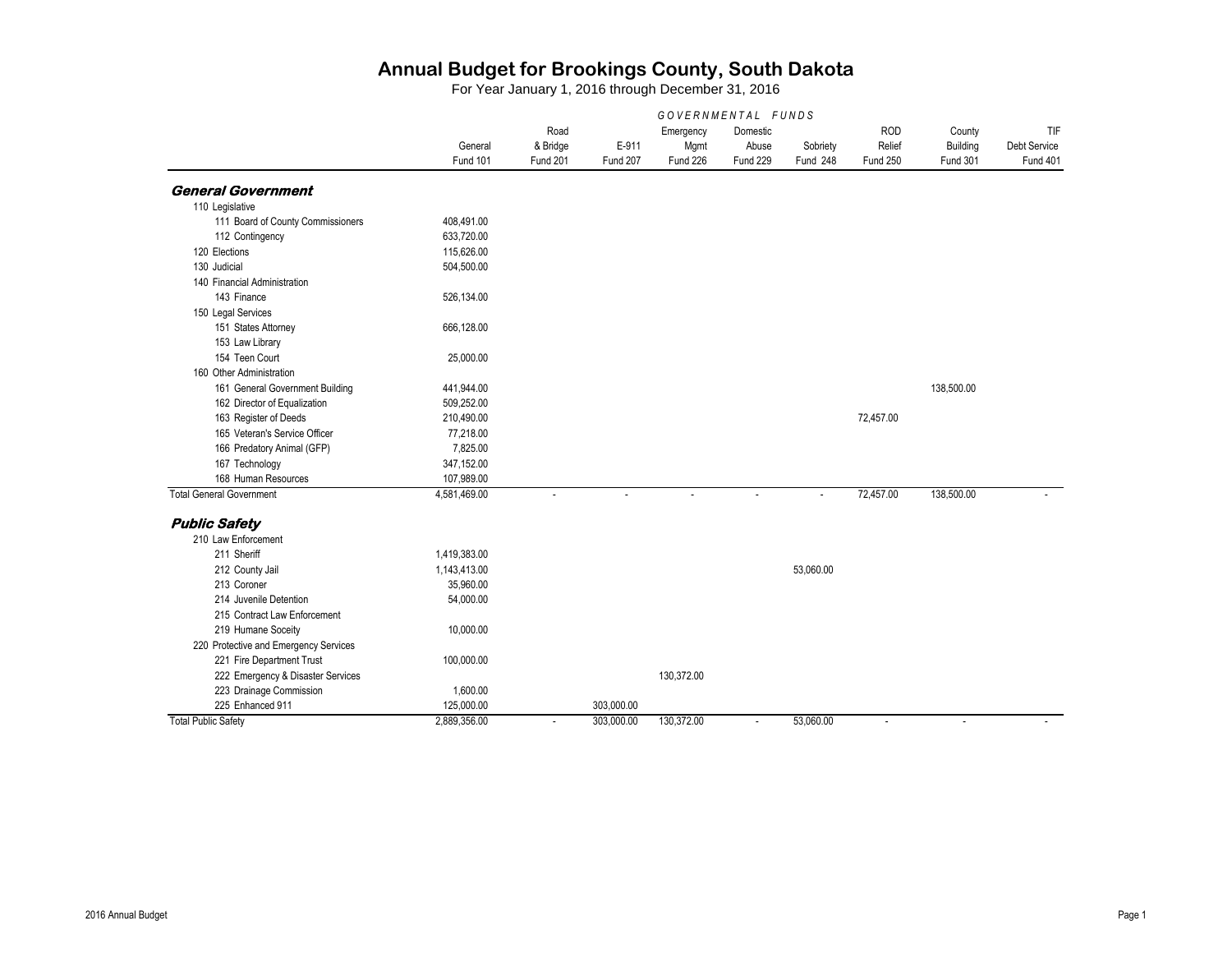# Annual Budget for Brookings County, South Dakota

For Year January 1, 2016 through December 31, 2016

| | GOVERNMENTAL FUNDS | | | | | | | | |
|---|---|---|---|---|---|---|---|---|---|
| | General Fund 101 | Road & Bridge Fund 201 | E-911 Fund 207 | Emergency Mgmt Fund 226 | Domestic Abuse Fund 229 | Sobriety Fund 248 | ROD Relief Fund 250 | County Building Fund 301 | TIF Debt Service Fund 401 |
| ***General Government*** | | | | | | | | | |
| 110 Legislative | | | | | | | | | |
| 111 Board of County Commissioners | 408,491.00 | | | | | | | | |
| 112 Contingency | 633,720.00 | | | | | | | | |
| 120 Elections | 115,626.00 | | | | | | | | |
| 130 Judicial | 504,500.00 | | | | | | | | |
| 140 Financial Administration | | | | | | | | | |
| 143 Finance | 526,134.00 | | | | | | | | |
| 150 Legal Services | | | | | | | | | |
| 151 States Attorney | 666,128.00 | | | | | | | | |
| 153 Law Library | | | | | | | | | |
| 154 Teen Court | 25,000.00 | | | | | | | | |
| 160 Other Administration | | | | | | | | | |
| 161 General Government Building | 441,944.00 | | | | | | | 138,500.00 | |
| 162 Director of Equalization | 509,252.00 | | | | | | | | |
| 163 Register of Deeds | 210,490.00 | | | | | | 72,457.00 | | |
| 165 Veteran's Service Officer | 77,218.00 | | | | | | | | |
| 166 Predatory Animal (GFP) | 7,825.00 | | | | | | | | |
| 167 Technology | 347,152.00 | | | | | | | | |
| 168 Human Resources | 107,989.00 | | | | | | | | |
| Total General Government | 4,581,469.00 | - | - | - | - | - | 72,457.00 | 138,500.00 | - |
| ***Public Safety*** | | | | | | | | | |
| 210 Law Enforcement | | | | | | | | | |
| 211 Sheriff | 1,419,383.00 | | | | | | | | |
| 212 County Jail | 1,143,413.00 | | | | | 53,060.00 | | | |
| 213 Coroner | 35,960.00 | | | | | | | | |
| 214 Juvenile Detention | 54,000.00 | | | | | | | | |
| 215 Contract Law Enforcement | | | | | | | | | |
| 219 Humane Soceity | 10,000.00 | | | | | | | | |
| 220 Protective and Emergency Services | | | | | | | | | |
| 221 Fire Department Trust | 100,000.00 | | | | | | | | |
| 222 Emergency & Disaster Services | | | | 130,372.00 | | | | | |
| 223 Drainage Commission | 1,600.00 | | | | | | | | |
| 225 Enhanced 911 | 125,000.00 | | 303,000.00 | | | | | | |
| Total Public Safety | 2,889,356.00 | - | 303,000.00 | 130,372.00 | - | 53,060.00 | - | - | - |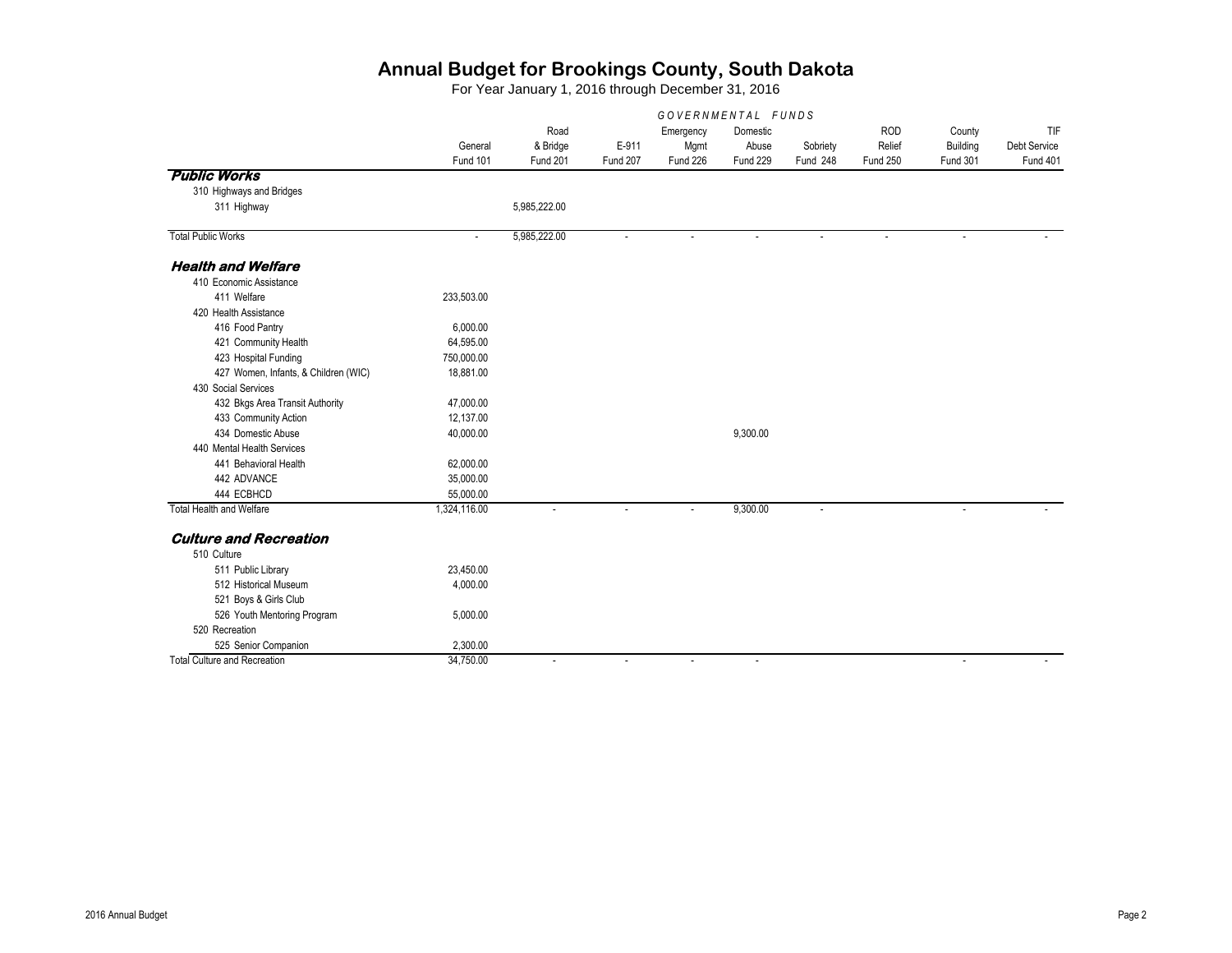# Annual Budget for Brookings County, South Dakota

For Year January 1, 2016 through December 31, 2016

| | GOVERNMENTAL FUNDS | | | | | | | | |
|---|---|---|---|---|---|---|---|---|---|
| | General Fund 101 | Road & Bridge Fund 201 | E-911 Fund 207 | Emergency Mgmt Fund 226 | Domestic Abuse Fund 229 | Sobriety Fund 248 | ROD Relief Fund 250 | County Building Fund 301 | TIF Debt Service Fund 401 |
| ***Public Works*** | | | | | | | | | |
| 310 Highways and Bridges | | | | | | | | | |
| 311 Highway | | 5,985,222.00 | | | | | | | |
| Total Public Works | - | 5,985,222.00 | - | - | - | - | - | - | - |
| ***Health and Welfare*** | | | | | | | | | |
| 410 Economic Assistance | | | | | | | | | |
| 411 Welfare | 233,503.00 | | | | | | | | |
| 420 Health Assistance | | | | | | | | | |
| 416 Food Pantry | 6,000.00 | | | | | | | | |
| 421 Community Health | 64,595.00 | | | | | | | | |
| 423 Hospital Funding | 750,000.00 | | | | | | | | |
| 427 Women, Infants, & Children (WIC) | 18,881.00 | | | | | | | | |
| 430 Social Services | | | | | | | | | |
| 432 Bkgs Area Transit Authority | 47,000.00 | | | | | | | | |
| 433 Community Action | 12,137.00 | | | | | | | | |
| 434 Domestic Abuse | 40,000.00 | | | | 9,300.00 | | | | |
| 440 Mental Health Services | | | | | | | | | |
| 441 Behavioral Health | 62,000.00 | | | | | | | | |
| 442 ADVANCE | 35,000.00 | | | | | | | | |
| 444 ECBHCD | 55,000.00 | | | | | | | | |
| Total Health and Welfare | 1,324,116.00 | - | - | - | 9,300.00 | - | | - | - |
| ***Culture and Recreation*** | | | | | | | | | |
| 510 Culture | | | | | | | | | |
| 511 Public Library | 23,450.00 | | | | | | | | |
| 512 Historical Museum | 4,000.00 | | | | | | | | |
| 521 Boys & Girls Club | | | | | | | | | |
| 526 Youth Mentoring Program | 5,000.00 | | | | | | | | |
| 520 Recreation | | | | | | | | | |
| 525 Senior Companion | 2,300.00 | | | | | | | | |
| Total Culture and Recreation | 34,750.00 | - | - | - | - | | | - | - |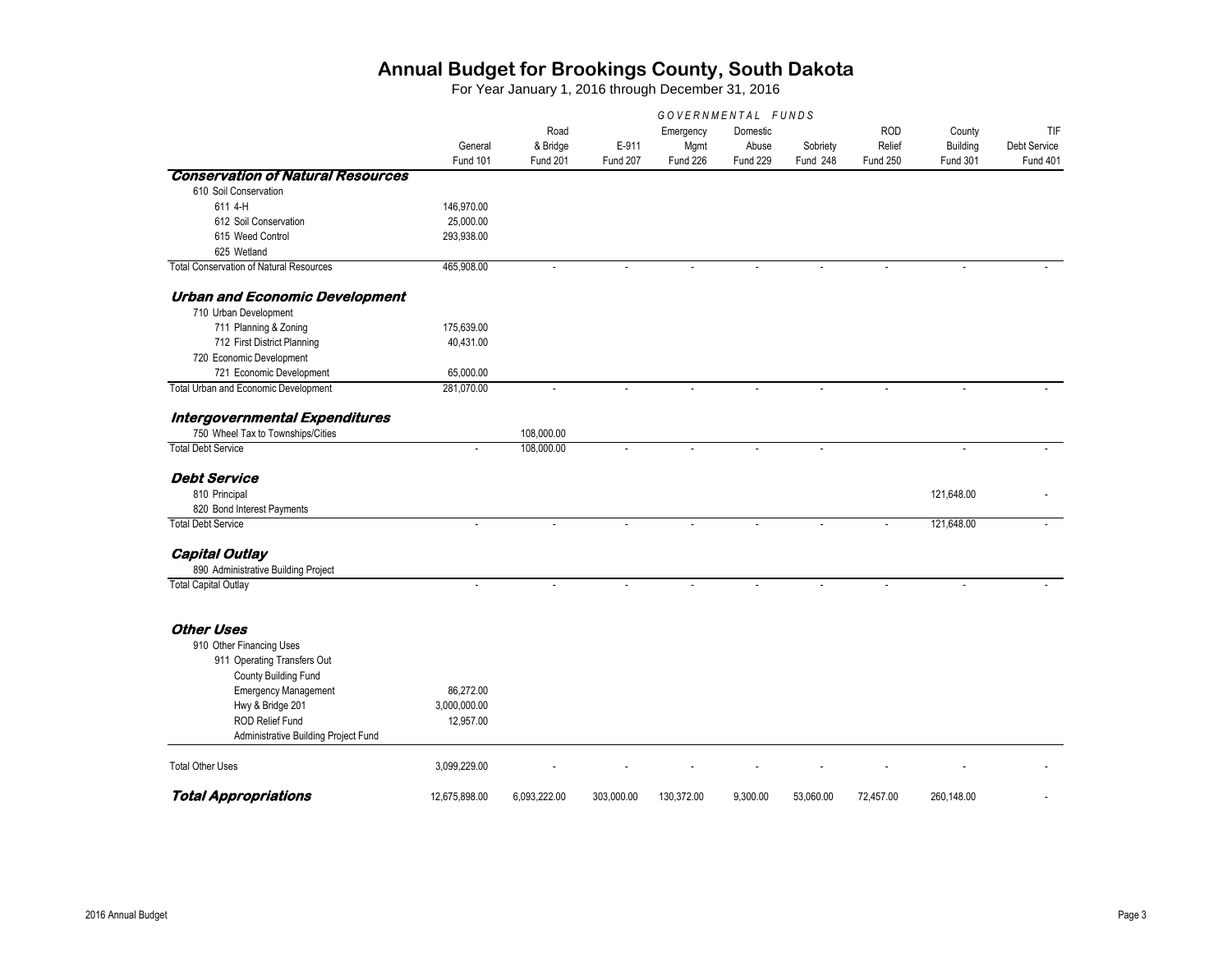# Annual Budget for Brookings County, South Dakota

For Year January 1, 2016 through December 31, 2016

| | GOVERNMENTAL FUNDS | | | | | | | | |
|---|---|---|---|---|---|---|---|---|---|
| | General Fund 101 | Road & Bridge Fund 201 | E-911 Fund 207 | Emergency Mgmt Fund 226 | Domestic Abuse Fund 229 | Sobriety Fund 248 | ROD Relief Fund 250 | County Building Fund 301 | TIF Debt Service Fund 401 |
| ***Conservation of Natural Resources*** | | | | | | | | | |
| 610 Soil Conservation | | | | | | | | | |
| 611 4-H | 146,970.00 | | | | | | | | |
| 612 Soil Conservation | 25,000.00 | | | | | | | | |
| 615 Weed Control | 293,938.00 | | | | | | | | |
| 625 Wetland | | | | | | | | | |
| Total Conservation of Natural Resources | 465,908.00 | - | - | - | - | - | - | - | - |
| ***Urban and Economic Development*** | | | | | | | | | |
| 710 Urban Development | | | | | | | | | |
| 711 Planning & Zoning | 175,639.00 | | | | | | | | |
| 712 First District Planning | 40,431.00 | | | | | | | | |
| 720 Economic Development | | | | | | | | | |
| 721 Economic Development | 65,000.00 | | | | | | | | |
| Total Urban and Economic Development | 281,070.00 | - | - | - | - | - | - | - | - |
| ***Intergovernmental Expenditures*** | | | | | | | | | |
| 750 Wheel Tax to Townships/Cities | | 108,000.00 | | | | | | | |
| Total Debt Service | - | 108,000.00 | - | - | - | - | | - | - |
| ***Debt Service*** | | | | | | | | | |
| 810 Principal | | | | | | | | 121,648.00 | - |
| 820 Bond Interest Payments | | | | | | | | | |
| Total Debt Service | - | - | - | - | - | - | - | 121,648.00 | - |
| ***Capital Outlay*** | | | | | | | | | |
| 890 Administrative Building Project | | | | | | | | | |
| Total Capital Outlay | - | - | - | - | - | - | - | - | - |
| ***Other Uses*** | | | | | | | | | |
| 910 Other Financing Uses | | | | | | | | | |
| 911 Operating Transfers Out | | | | | | | | | |
| County Building Fund | | | | | | | | | |
| Emergency Management | 86,272.00 | | | | | | | | |
| Hwy & Bridge 201 | 3,000,000.00 | | | | | | | | |
| ROD Relief Fund | 12,957.00 | | | | | | | | |
| Administrative Building Project Fund | | | | | | | | | |
| Total Other Uses | 3,099,229.00 | - | - | - | - | - | - | - | - |
| ***Total Appropriations*** | 12,675,898.00 | 6,093,222.00 | 303,000.00 | 130,372.00 | 9,300.00 | 53,060.00 | 72,457.00 | 260,148.00 | - |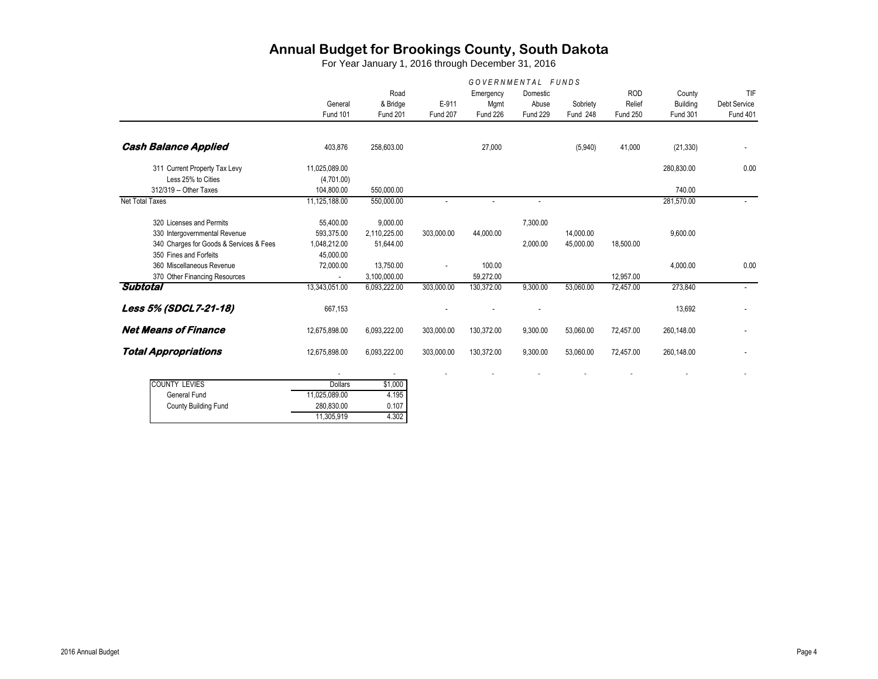# Annual Budget for Brookings County, South Dakota

For Year January 1, 2016 through December 31, 2016

| | GOVERNMENTAL FUNDS | | | | | | | | |
|---|---|---|---|---|---|---|---|---|---|
| | General Fund 101 | Road & Bridge Fund 201 | E-911 Fund 207 | Emergency Mgmt Fund 226 | Domestic Abuse Fund 229 | Sobriety Fund 248 | ROD Relief Fund 250 | County Building Fund 301 | TIF Debt Service Fund 401 |
| ***Cash Balance Applied*** | 403,876 | 258,603.00 | | 27,000 | | (5,940) | 41,000 | (21,330) | - |
| 311 Current Property Tax Levy | 11,025,089.00 | | | | | | | 280,830.00 | 0.00 |
| Less 25% to Cities | (4,701.00) | | | | | | | | |
| 312/319 -- Other Taxes | 104,800.00 | 550,000.00 | | | | | | 740.00 | |
| Net Total Taxes | 11,125,188.00 | 550,000.00 | - | - | - | | | 281,570.00 | - |
| 320 Licenses and Permits | 55,400.00 | 9,000.00 | | | 7,300.00 | | | | |
| 330 Intergovernmental Revenue | 593,375.00 | 2,110,225.00 | 303,000.00 | 44,000.00 | | 14,000.00 | | 9,600.00 | |
| 340 Charges for Goods & Services & Fees | 1,048,212.00 | 51,644.00 | | | 2,000.00 | 45,000.00 | 18,500.00 | | |
| 350 Fines and Forfeits | 45,000.00 | | | | | | | | |
| 360 Miscellaneous Revenue | 72,000.00 | 13,750.00 | - | 100.00 | | | | 4,000.00 | 0.00 |
| 370 Other Financing Resources | - | 3,100,000.00 | | 59,272.00 | | | 12,957.00 | | |
| ***Subtotal*** | 13,343,051.00 | 6,093,222.00 | 303,000.00 | 130,372.00 | 9,300.00 | 53,060.00 | 72,457.00 | 273,840 | - |
| ***Less 5% (SDCL7-21-18)*** | 667,153 | | - | - | - | | | 13,692 | - |
| ***Net Means of Finance*** | 12,675,898.00 | 6,093,222.00 | 303,000.00 | 130,372.00 | 9,300.00 | 53,060.00 | 72,457.00 | 260,148.00 | - |
| ***Total Appropriations*** | 12,675,898.00 | 6,093,222.00 | 303,000.00 | 130,372.00 | 9,300.00 | 53,060.00 | 72,457.00 | 260,148.00 | - |
| | - | - | - | - | - | - | - | - | - |

| COUNTY LEVIES | Dollars | $1,000 |
|---|---|---|
| General Fund | 11,025,089.00 | 4.195 |
| County Building Fund | 280,830.00 | 0.107 |
| | 11,305,919 | 4.302 |